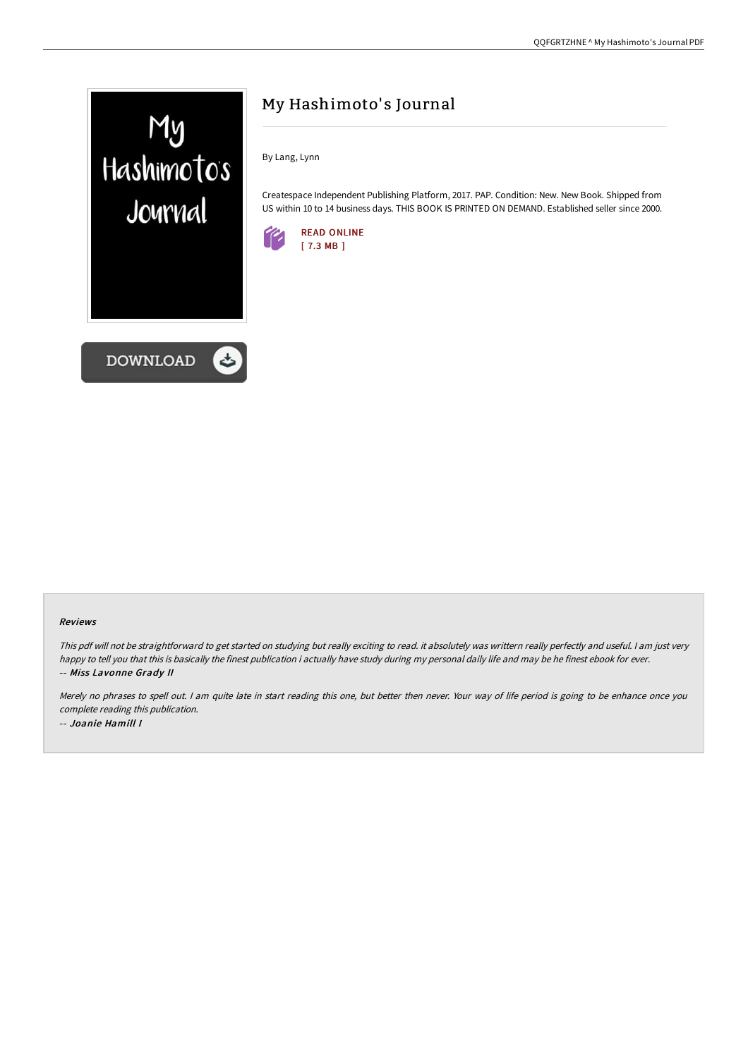# My Hashimoto's Journal

By Lang, Lynn

Createspace Independent Publishing Platform, 2017. PAP. Condition: New. New Book. Shipped from US within 10 to 14 business days. THIS BOOK IS PRINTED ON DEMAND. Established seller since 2000.

READ ONLINE
[ 7.3 MB ]

DOWNLOAD

### Reviews

*This pdf will not be straightforward to get started on studying but really exciting to read. it absolutely was writtern really perfectly and useful. I am just very happy to tell you that this is basically the finest publication i actually have study during my personal daily life and may be he finest ebook for ever.*
*-- **Miss Lavonne Grady II***

*Merely no phrases to spell out. I am quite late in start reading this one, but better then never. Your way of life period is going to be enhance once you complete reading this publication.*
*-- **Joanie Hamill I***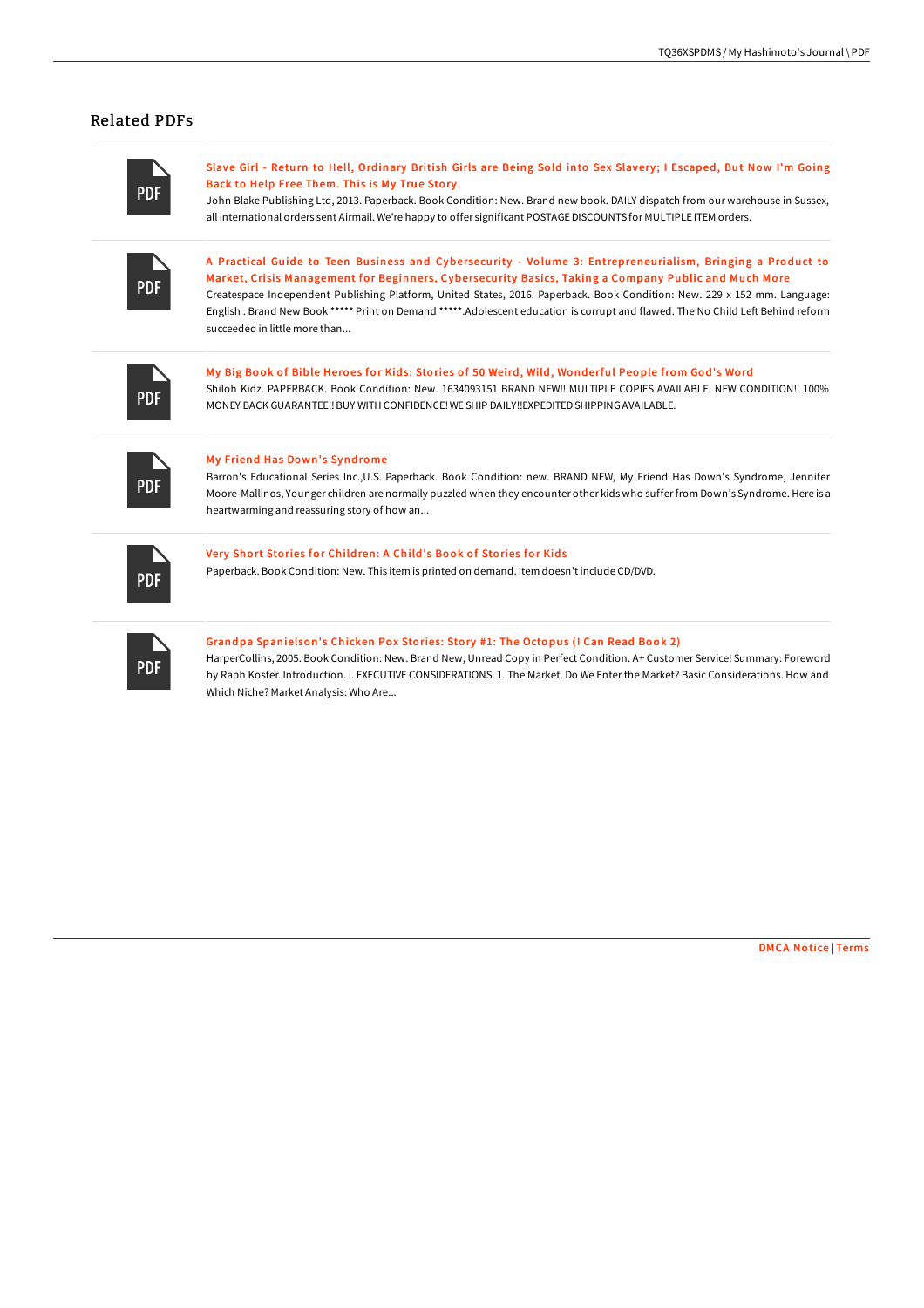## Related PDFs

**Slave Girl - Return to Hell, Ordinary British Girls are Being Sold into Sex Slavery; I Escaped, But Now I'm Going Back to Help Free Them. This is My True Story.**

John Blake Publishing Ltd, 2013. Paperback. Book Condition: New. Brand new book. DAILY dispatch from our warehouse in Sussex, all international orders sent Airmail. We're happy to offer significant POSTAGE DISCOUNTS for MULTIPLE ITEM orders.

**A Practical Guide to Teen Business and Cybersecurity - Volume 3: Entrepreneurialism, Bringing a Product to Market, Crisis Management for Beginners, Cybersecurity Basics, Taking a Company Public and Much More**

Createspace Independent Publishing Platform, United States, 2016. Paperback. Book Condition: New. 229 x 152 mm. Language: English . Brand New Book ***** Print on Demand *****.Adolescent education is corrupt and flawed. The No Child Left Behind reform succeeded in little more than...

**My Big Book of Bible Heroes for Kids: Stories of 50 Weird, Wild, Wonderful People from God's Word**

Shiloh Kidz. PAPERBACK. Book Condition: New. 1634093151 BRAND NEW!! MULTIPLE COPIES AVAILABLE. NEW CONDITION!! 100% MONEY BACK GUARANTEE!! BUY WITH CONFIDENCE! WE SHIP DAILY!!EXPEDITED SHIPPING AVAILABLE.

**My Friend Has Down's Syndrome**

Barron's Educational Series Inc.,U.S. Paperback. Book Condition: new. BRAND NEW, My Friend Has Down's Syndrome, Jennifer Moore-Mallinos, Younger children are normally puzzled when they encounter other kids who suffer from Down's Syndrome. Here is a heartwarming and reassuring story of how an...

**Very Short Stories for Children: A Child's Book of Stories for Kids**

Paperback. Book Condition: New. This item is printed on demand. Item doesn't include CD/DVD.

**Grandpa Spanielson's Chicken Pox Stories: Story #1: The Octopus (I Can Read Book 2)**

HarperCollins, 2005. Book Condition: New. Brand New, Unread Copy in Perfect Condition. A+ Customer Service! Summary: Foreword by Raph Koster. Introduction. I. EXECUTIVE CONSIDERATIONS. 1. The Market. Do We Enter the Market? Basic Considerations. How and Which Niche? Market Analysis: Who Are...